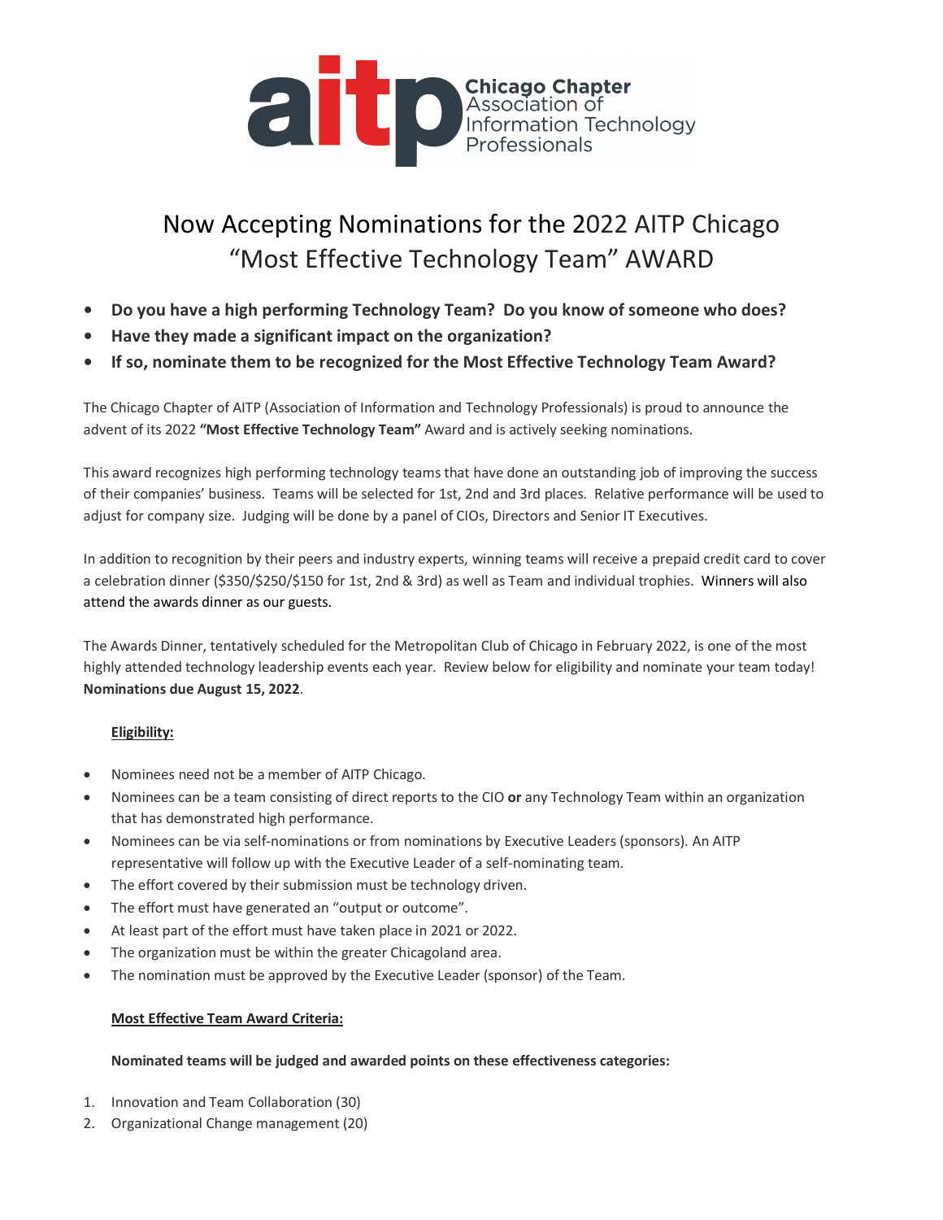aitp Chicago Chapter Association of Information Technology Professionals

# Now Accepting Nominations for the 2022 AITP Chicago "Most Effective Technology Team" AWARD

- **Do you have a high performing Technology Team? Do you know of someone who does?**
- **Have they made a significant impact on the organization?**
- **If so, nominate them to be recognized for the Most Effective Technology Team Award?**

The Chicago Chapter of AITP (Association of Information and Technology Professionals) is proud to announce the advent of its 2022 **"Most Effective Technology Team"** Award and is actively seeking nominations.

This award recognizes high performing technology teams that have done an outstanding job of improving the success of their companies' business. Teams will be selected for 1st, 2nd and 3rd places. Relative performance will be used to adjust for company size. Judging will be done by a panel of CIOs, Directors and Senior IT Executives.

In addition to recognition by their peers and industry experts, winning teams will receive a prepaid credit card to cover a celebration dinner ($350/$250/$150 for 1st, 2nd & 3rd) as well as Team and individual trophies. Winners will also attend the awards dinner as our guests.

The Awards Dinner, tentatively scheduled for the Metropolitan Club of Chicago in February 2022, is one of the most highly attended technology leadership events each year. Review below for eligibility and nominate your team today! **Nominations due August 15, 2022**.

**Eligibility:**

- Nominees need not be a member of AITP Chicago.
- Nominees can be a team consisting of direct reports to the CIO **or** any Technology Team within an organization that has demonstrated high performance.
- Nominees can be via self-nominations or from nominations by Executive Leaders (sponsors). An AITP representative will follow up with the Executive Leader of a self-nominating team.
- The effort covered by their submission must be technology driven.
- The effort must have generated an "output or outcome".
- At least part of the effort must have taken place in 2021 or 2022.
- The organization must be within the greater Chicagoland area.
- The nomination must be approved by the Executive Leader (sponsor) of the Team.

**Most Effective Team Award Criteria:**

**Nominated teams will be judged and awarded points on these effectiveness categories:**

1. Innovation and Team Collaboration (30)
2. Organizational Change management (20)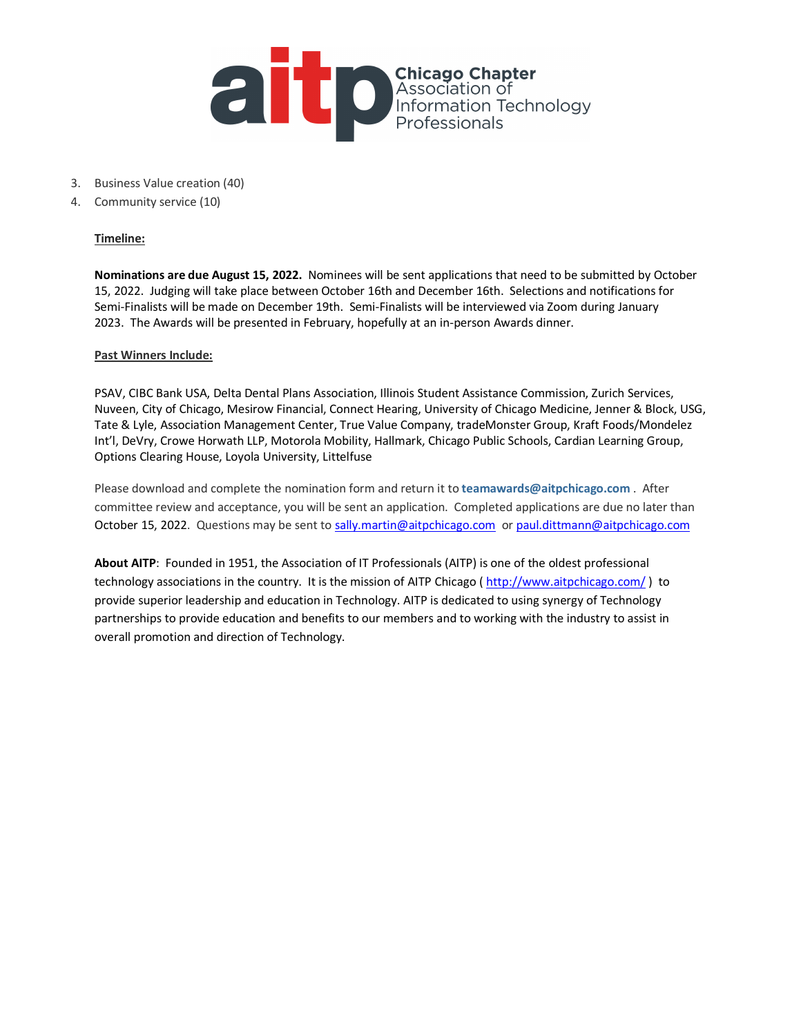Chicago Chapter
Association of
Information Technology
Professionals

3. Business Value creation (40)
4. Community service (10)

**Timeline:**

**Nominations are due August 15, 2022.** Nominees will be sent applications that need to be submitted by October 15, 2022. Judging will take place between October 16th and December 16th. Selections and notifications for Semi-Finalists will be made on December 19th. Semi-Finalists will be interviewed via Zoom during January 2023. The Awards will be presented in February, hopefully at an in-person Awards dinner.

**Past Winners Include:**

PSAV, CIBC Bank USA, Delta Dental Plans Association, Illinois Student Assistance Commission, Zurich Services, Nuveen, City of Chicago, Mesirow Financial, Connect Hearing, University of Chicago Medicine, Jenner & Block, USG, Tate & Lyle, Association Management Center, True Value Company, tradeMonster Group, Kraft Foods/Mondelez Int'l, DeVry, Crowe Horwath LLP, Motorola Mobility, Hallmark, Chicago Public Schools, Cardian Learning Group, Options Clearing House, Loyola University, Littelfuse

Please download and complete the nomination form and return it to **teamawards@aitpchicago.com** . After committee review and acceptance, you will be sent an application. Completed applications are due no later than October 15, 2022. Questions may be sent to sally.martin@aitpchicago.com or paul.dittmann@aitpchicago.com

**About AITP**: Founded in 1951, the Association of IT Professionals (AITP) is one of the oldest professional technology associations in the country. It is the mission of AITP Chicago ( http://www.aitpchicago.com/ ) to provide superior leadership and education in Technology. AITP is dedicated to using synergy of Technology partnerships to provide education and benefits to our members and to working with the industry to assist in overall promotion and direction of Technology.